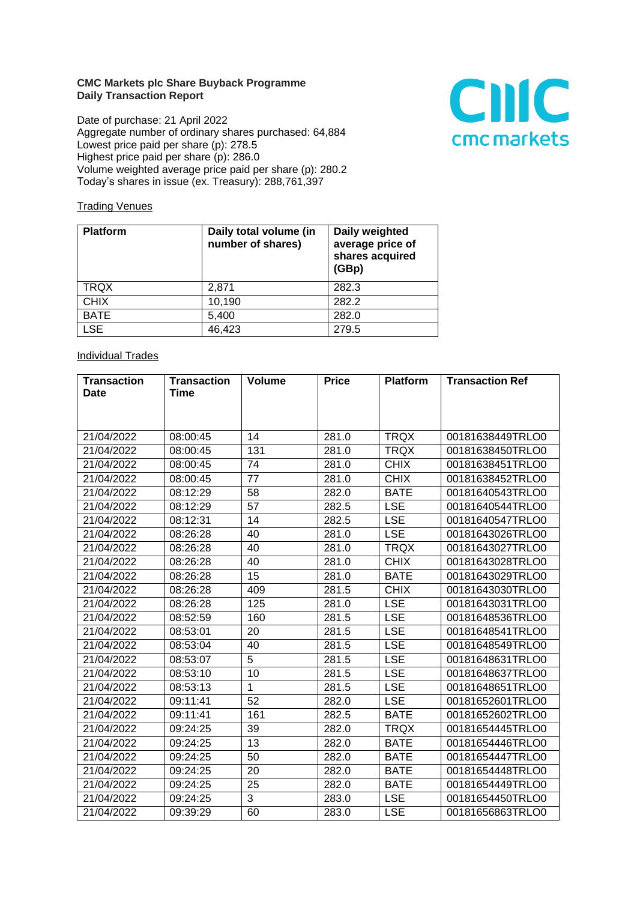**CMC Markets plc Share Buyback Programme**
**Daily Transaction Report**

Date of purchase: 21 April 2022
Aggregate number of ordinary shares purchased: 64,884
Lowest price paid per share (p): 278.5
Highest price paid per share (p): 286.0
Volume weighted average price paid per share (p): 280.2
Today's shares in issue (ex. Treasury): 288,761,397

Trading Venues

| Platform | Daily total volume (in number of shares) | Daily weighted average price of shares acquired (GBp) |
|---|---|---|
| TRQX | 2,871 | 282.3 |
| CHIX | 10,190 | 282.2 |
| BATE | 5,400 | 282.0 |
| LSE | 46,423 | 279.5 |

Individual Trades

| Transaction Date | Transaction Time | Volume | Price | Platform | Transaction Ref |
|---|---|---|---|---|---|
| 21/04/2022 | 08:00:45 | 14 | 281.0 | TRQX | 00181638449TRLO0 |
| 21/04/2022 | 08:00:45 | 131 | 281.0 | TRQX | 00181638450TRLO0 |
| 21/04/2022 | 08:00:45 | 74 | 281.0 | CHIX | 00181638451TRLO0 |
| 21/04/2022 | 08:00:45 | 77 | 281.0 | CHIX | 00181638452TRLO0 |
| 21/04/2022 | 08:12:29 | 58 | 282.0 | BATE | 00181640543TRLO0 |
| 21/04/2022 | 08:12:29 | 57 | 282.5 | LSE | 00181640544TRLO0 |
| 21/04/2022 | 08:12:31 | 14 | 282.5 | LSE | 00181640547TRLO0 |
| 21/04/2022 | 08:26:28 | 40 | 281.0 | LSE | 00181643026TRLO0 |
| 21/04/2022 | 08:26:28 | 40 | 281.0 | TRQX | 00181643027TRLO0 |
| 21/04/2022 | 08:26:28 | 40 | 281.0 | CHIX | 00181643028TRLO0 |
| 21/04/2022 | 08:26:28 | 15 | 281.0 | BATE | 00181643029TRLO0 |
| 21/04/2022 | 08:26:28 | 409 | 281.5 | CHIX | 00181643030TRLO0 |
| 21/04/2022 | 08:26:28 | 125 | 281.0 | LSE | 00181643031TRLO0 |
| 21/04/2022 | 08:52:59 | 160 | 281.5 | LSE | 00181648536TRLO0 |
| 21/04/2022 | 08:53:01 | 20 | 281.5 | LSE | 00181648541TRLO0 |
| 21/04/2022 | 08:53:04 | 40 | 281.5 | LSE | 00181648549TRLO0 |
| 21/04/2022 | 08:53:07 | 5 | 281.5 | LSE | 00181648631TRLO0 |
| 21/04/2022 | 08:53:10 | 10 | 281.5 | LSE | 00181648637TRLO0 |
| 21/04/2022 | 08:53:13 | 1 | 281.5 | LSE | 00181648651TRLO0 |
| 21/04/2022 | 09:11:41 | 52 | 282.0 | LSE | 00181652601TRLO0 |
| 21/04/2022 | 09:11:41 | 161 | 282.5 | BATE | 00181652602TRLO0 |
| 21/04/2022 | 09:24:25 | 39 | 282.0 | TRQX | 00181654445TRLO0 |
| 21/04/2022 | 09:24:25 | 13 | 282.0 | BATE | 00181654446TRLO0 |
| 21/04/2022 | 09:24:25 | 50 | 282.0 | BATE | 00181654447TRLO0 |
| 21/04/2022 | 09:24:25 | 20 | 282.0 | BATE | 00181654448TRLO0 |
| 21/04/2022 | 09:24:25 | 25 | 282.0 | BATE | 00181654449TRLO0 |
| 21/04/2022 | 09:24:25 | 3 | 283.0 | LSE | 00181654450TRLO0 |
| 21/04/2022 | 09:39:29 | 60 | 283.0 | LSE | 00181656863TRLO0 |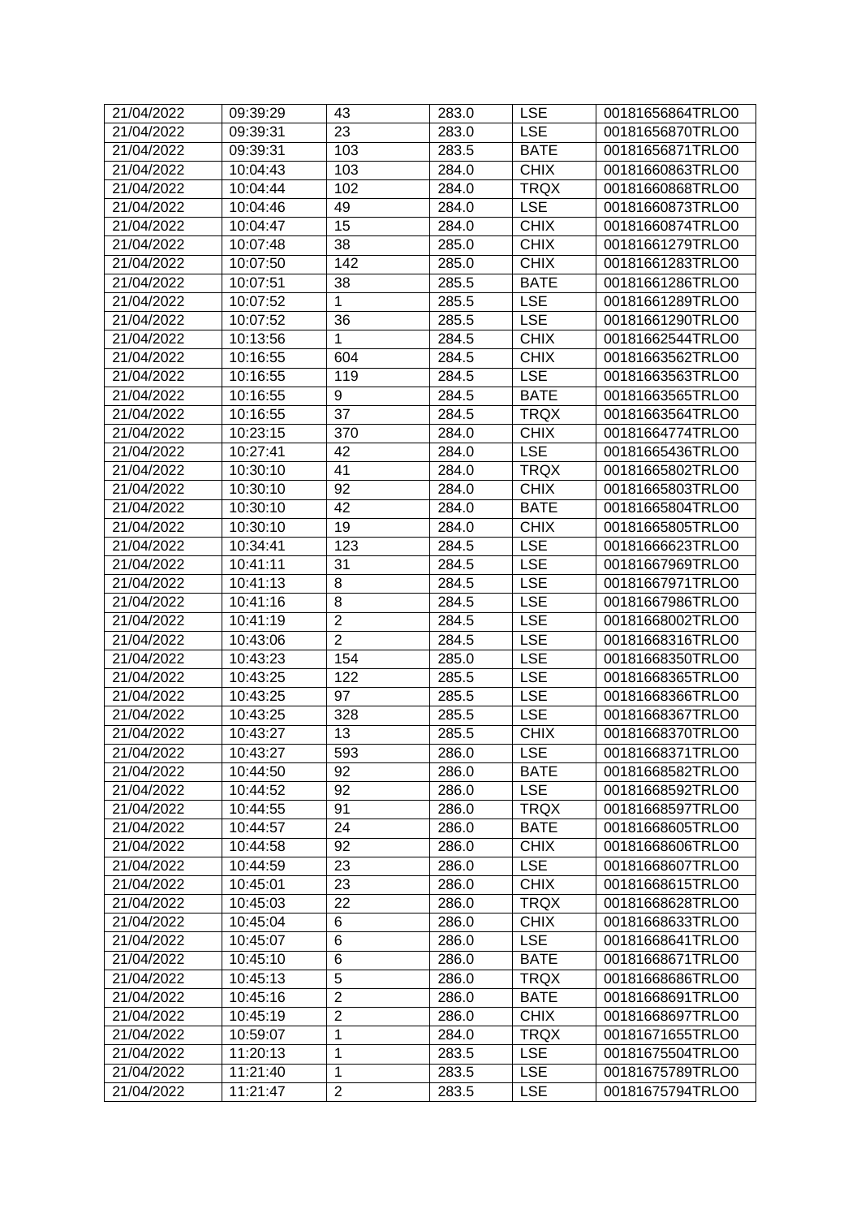| 21/04/2022 | 09:39:29 | 43 | 283.0 | LSE | 00181656864TRLO0 |
|---|---|---|---|---|---|
| 21/04/2022 | 09:39:31 | 23 | 283.0 | LSE | 00181656870TRLO0 |
| 21/04/2022 | 09:39:31 | 103 | 283.5 | BATE | 00181656871TRLO0 |
| 21/04/2022 | 10:04:43 | 103 | 284.0 | CHIX | 00181660863TRLO0 |
| 21/04/2022 | 10:04:44 | 102 | 284.0 | TRQX | 00181660868TRLO0 |
| 21/04/2022 | 10:04:46 | 49 | 284.0 | LSE | 00181660873TRLO0 |
| 21/04/2022 | 10:04:47 | 15 | 284.0 | CHIX | 00181660874TRLO0 |
| 21/04/2022 | 10:07:48 | 38 | 285.0 | CHIX | 00181661279TRLO0 |
| 21/04/2022 | 10:07:50 | 142 | 285.0 | CHIX | 00181661283TRLO0 |
| 21/04/2022 | 10:07:51 | 38 | 285.5 | BATE | 00181661286TRLO0 |
| 21/04/2022 | 10:07:52 | 1 | 285.5 | LSE | 00181661289TRLO0 |
| 21/04/2022 | 10:07:52 | 36 | 285.5 | LSE | 00181661290TRLO0 |
| 21/04/2022 | 10:13:56 | 1 | 284.5 | CHIX | 00181662544TRLO0 |
| 21/04/2022 | 10:16:55 | 604 | 284.5 | CHIX | 00181663562TRLO0 |
| 21/04/2022 | 10:16:55 | 119 | 284.5 | LSE | 00181663563TRLO0 |
| 21/04/2022 | 10:16:55 | 9 | 284.5 | BATE | 00181663565TRLO0 |
| 21/04/2022 | 10:16:55 | 37 | 284.5 | TRQX | 00181663564TRLO0 |
| 21/04/2022 | 10:23:15 | 370 | 284.0 | CHIX | 00181664774TRLO0 |
| 21/04/2022 | 10:27:41 | 42 | 284.0 | LSE | 00181665436TRLO0 |
| 21/04/2022 | 10:30:10 | 41 | 284.0 | TRQX | 00181665802TRLO0 |
| 21/04/2022 | 10:30:10 | 92 | 284.0 | CHIX | 00181665803TRLO0 |
| 21/04/2022 | 10:30:10 | 42 | 284.0 | BATE | 00181665804TRLO0 |
| 21/04/2022 | 10:30:10 | 19 | 284.0 | CHIX | 00181665805TRLO0 |
| 21/04/2022 | 10:34:41 | 123 | 284.5 | LSE | 00181666623TRLO0 |
| 21/04/2022 | 10:41:11 | 31 | 284.5 | LSE | 00181667969TRLO0 |
| 21/04/2022 | 10:41:13 | 8 | 284.5 | LSE | 00181667971TRLO0 |
| 21/04/2022 | 10:41:16 | 8 | 284.5 | LSE | 00181667986TRLO0 |
| 21/04/2022 | 10:41:19 | 2 | 284.5 | LSE | 00181668002TRLO0 |
| 21/04/2022 | 10:43:06 | 2 | 284.5 | LSE | 00181668316TRLO0 |
| 21/04/2022 | 10:43:23 | 154 | 285.0 | LSE | 00181668350TRLO0 |
| 21/04/2022 | 10:43:25 | 122 | 285.5 | LSE | 00181668365TRLO0 |
| 21/04/2022 | 10:43:25 | 97 | 285.5 | LSE | 00181668366TRLO0 |
| 21/04/2022 | 10:43:25 | 328 | 285.5 | LSE | 00181668367TRLO0 |
| 21/04/2022 | 10:43:27 | 13 | 285.5 | CHIX | 00181668370TRLO0 |
| 21/04/2022 | 10:43:27 | 593 | 286.0 | LSE | 00181668371TRLO0 |
| 21/04/2022 | 10:44:50 | 92 | 286.0 | BATE | 00181668582TRLO0 |
| 21/04/2022 | 10:44:52 | 92 | 286.0 | LSE | 00181668592TRLO0 |
| 21/04/2022 | 10:44:55 | 91 | 286.0 | TRQX | 00181668597TRLO0 |
| 21/04/2022 | 10:44:57 | 24 | 286.0 | BATE | 00181668605TRLO0 |
| 21/04/2022 | 10:44:58 | 92 | 286.0 | CHIX | 00181668606TRLO0 |
| 21/04/2022 | 10:44:59 | 23 | 286.0 | LSE | 00181668607TRLO0 |
| 21/04/2022 | 10:45:01 | 23 | 286.0 | CHIX | 00181668615TRLO0 |
| 21/04/2022 | 10:45:03 | 22 | 286.0 | TRQX | 00181668628TRLO0 |
| 21/04/2022 | 10:45:04 | 6 | 286.0 | CHIX | 00181668633TRLO0 |
| 21/04/2022 | 10:45:07 | 6 | 286.0 | LSE | 00181668641TRLO0 |
| 21/04/2022 | 10:45:10 | 6 | 286.0 | BATE | 00181668671TRLO0 |
| 21/04/2022 | 10:45:13 | 5 | 286.0 | TRQX | 00181668686TRLO0 |
| 21/04/2022 | 10:45:16 | 2 | 286.0 | BATE | 00181668691TRLO0 |
| 21/04/2022 | 10:45:19 | 2 | 286.0 | CHIX | 00181668697TRLO0 |
| 21/04/2022 | 10:59:07 | 1 | 284.0 | TRQX | 00181671655TRLO0 |
| 21/04/2022 | 11:20:13 | 1 | 283.5 | LSE | 00181675504TRLO0 |
| 21/04/2022 | 11:21:40 | 1 | 283.5 | LSE | 00181675789TRLO0 |
| 21/04/2022 | 11:21:47 | 2 | 283.5 | LSE | 00181675794TRLO0 |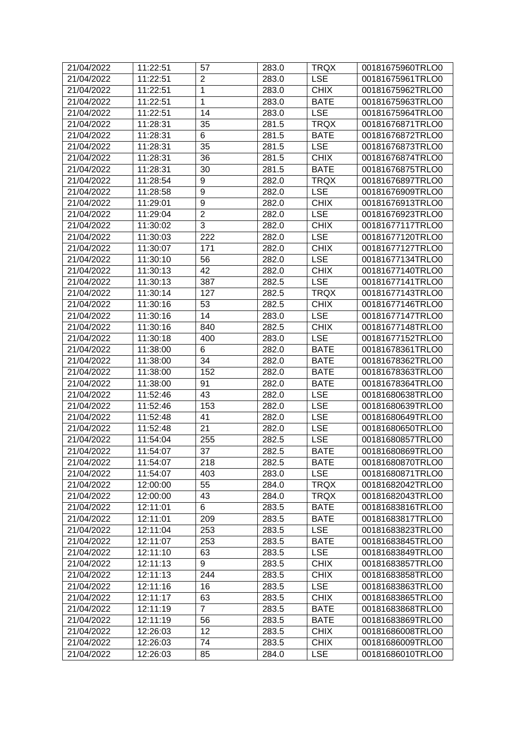| 21/04/2022 | 11:22:51 | 57 | 283.0 | TRQX | 00181675960TRLO0 |
|---|---|---|---|---|---|
| 21/04/2022 | 11:22:51 | 2 | 283.0 | LSE | 00181675961TRLO0 |
| 21/04/2022 | 11:22:51 | 1 | 283.0 | CHIX | 00181675962TRLO0 |
| 21/04/2022 | 11:22:51 | 1 | 283.0 | BATE | 00181675963TRLO0 |
| 21/04/2022 | 11:22:51 | 14 | 283.0 | LSE | 00181675964TRLO0 |
| 21/04/2022 | 11:28:31 | 35 | 281.5 | TRQX | 00181676871TRLO0 |
| 21/04/2022 | 11:28:31 | 6 | 281.5 | BATE | 00181676872TRLO0 |
| 21/04/2022 | 11:28:31 | 35 | 281.5 | LSE | 00181676873TRLO0 |
| 21/04/2022 | 11:28:31 | 36 | 281.5 | CHIX | 00181676874TRLO0 |
| 21/04/2022 | 11:28:31 | 30 | 281.5 | BATE | 00181676875TRLO0 |
| 21/04/2022 | 11:28:54 | 9 | 282.0 | TRQX | 00181676897TRLO0 |
| 21/04/2022 | 11:28:58 | 9 | 282.0 | LSE | 00181676909TRLO0 |
| 21/04/2022 | 11:29:01 | 9 | 282.0 | CHIX | 00181676913TRLO0 |
| 21/04/2022 | 11:29:04 | 2 | 282.0 | LSE | 00181676923TRLO0 |
| 21/04/2022 | 11:30:02 | 3 | 282.0 | CHIX | 00181677117TRLO0 |
| 21/04/2022 | 11:30:03 | 222 | 282.0 | LSE | 00181677120TRLO0 |
| 21/04/2022 | 11:30:07 | 171 | 282.0 | CHIX | 00181677127TRLO0 |
| 21/04/2022 | 11:30:10 | 56 | 282.0 | LSE | 00181677134TRLO0 |
| 21/04/2022 | 11:30:13 | 42 | 282.0 | CHIX | 00181677140TRLO0 |
| 21/04/2022 | 11:30:13 | 387 | 282.5 | LSE | 00181677141TRLO0 |
| 21/04/2022 | 11:30:14 | 127 | 282.5 | TRQX | 00181677143TRLO0 |
| 21/04/2022 | 11:30:16 | 53 | 282.5 | CHIX | 00181677146TRLO0 |
| 21/04/2022 | 11:30:16 | 14 | 283.0 | LSE | 00181677147TRLO0 |
| 21/04/2022 | 11:30:16 | 840 | 282.5 | CHIX | 00181677148TRLO0 |
| 21/04/2022 | 11:30:18 | 400 | 283.0 | LSE | 00181677152TRLO0 |
| 21/04/2022 | 11:38:00 | 6 | 282.0 | BATE | 00181678361TRLO0 |
| 21/04/2022 | 11:38:00 | 34 | 282.0 | BATE | 00181678362TRLO0 |
| 21/04/2022 | 11:38:00 | 152 | 282.0 | BATE | 00181678363TRLO0 |
| 21/04/2022 | 11:38:00 | 91 | 282.0 | BATE | 00181678364TRLO0 |
| 21/04/2022 | 11:52:46 | 43 | 282.0 | LSE | 00181680638TRLO0 |
| 21/04/2022 | 11:52:46 | 153 | 282.0 | LSE | 00181680639TRLO0 |
| 21/04/2022 | 11:52:48 | 41 | 282.0 | LSE | 00181680649TRLO0 |
| 21/04/2022 | 11:52:48 | 21 | 282.0 | LSE | 00181680650TRLO0 |
| 21/04/2022 | 11:54:04 | 255 | 282.5 | LSE | 00181680857TRLO0 |
| 21/04/2022 | 11:54:07 | 37 | 282.5 | BATE | 00181680869TRLO0 |
| 21/04/2022 | 11:54:07 | 218 | 282.5 | BATE | 00181680870TRLO0 |
| 21/04/2022 | 11:54:07 | 403 | 283.0 | LSE | 00181680871TRLO0 |
| 21/04/2022 | 12:00:00 | 55 | 284.0 | TRQX | 00181682042TRLO0 |
| 21/04/2022 | 12:00:00 | 43 | 284.0 | TRQX | 00181682043TRLO0 |
| 21/04/2022 | 12:11:01 | 6 | 283.5 | BATE | 00181683816TRLO0 |
| 21/04/2022 | 12:11:01 | 209 | 283.5 | BATE | 00181683817TRLO0 |
| 21/04/2022 | 12:11:04 | 253 | 283.5 | LSE | 00181683823TRLO0 |
| 21/04/2022 | 12:11:07 | 253 | 283.5 | BATE | 00181683845TRLO0 |
| 21/04/2022 | 12:11:10 | 63 | 283.5 | LSE | 00181683849TRLO0 |
| 21/04/2022 | 12:11:13 | 9 | 283.5 | CHIX | 00181683857TRLO0 |
| 21/04/2022 | 12:11:13 | 244 | 283.5 | CHIX | 00181683858TRLO0 |
| 21/04/2022 | 12:11:16 | 16 | 283.5 | LSE | 00181683863TRLO0 |
| 21/04/2022 | 12:11:17 | 63 | 283.5 | CHIX | 00181683865TRLO0 |
| 21/04/2022 | 12:11:19 | 7 | 283.5 | BATE | 00181683868TRLO0 |
| 21/04/2022 | 12:11:19 | 56 | 283.5 | BATE | 00181683869TRLO0 |
| 21/04/2022 | 12:26:03 | 12 | 283.5 | CHIX | 00181686008TRLO0 |
| 21/04/2022 | 12:26:03 | 74 | 283.5 | CHIX | 00181686009TRLO0 |
| 21/04/2022 | 12:26:03 | 85 | 284.0 | LSE | 00181686010TRLO0 |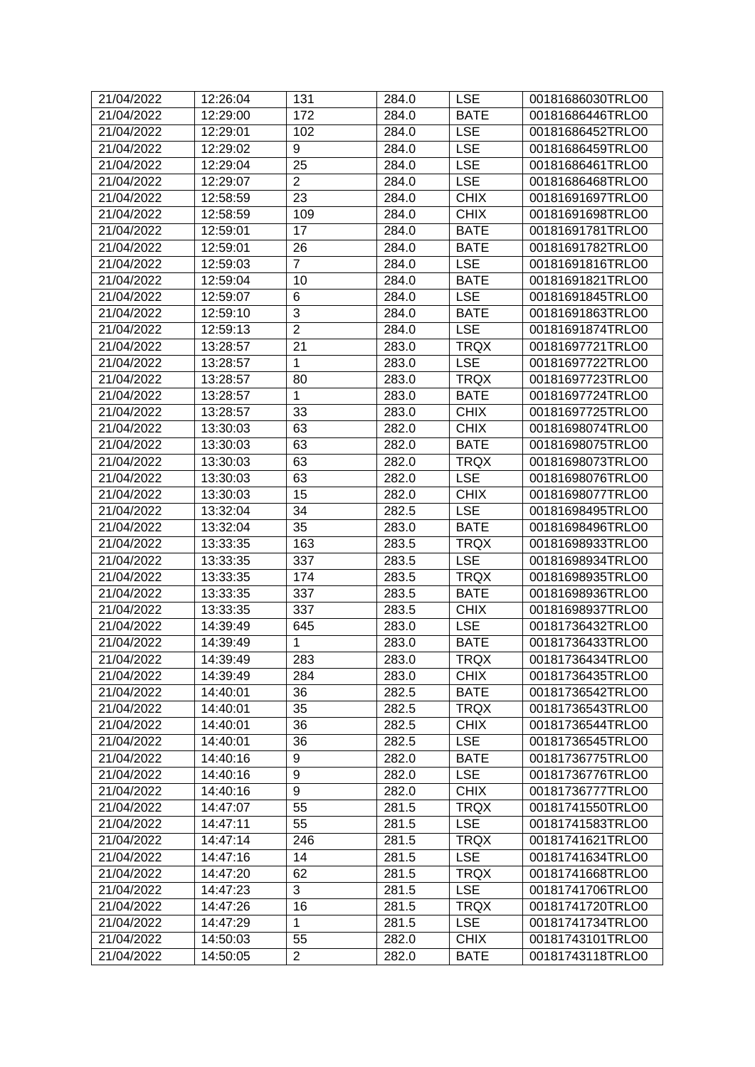| 21/04/2022 | 12:26:04 | 131 | 284.0 | LSE | 00181686030TRLO0 |
|---|---|---|---|---|---|
| 21/04/2022 | 12:29:00 | 172 | 284.0 | BATE | 00181686446TRLO0 |
| 21/04/2022 | 12:29:01 | 102 | 284.0 | LSE | 00181686452TRLO0 |
| 21/04/2022 | 12:29:02 | 9 | 284.0 | LSE | 00181686459TRLO0 |
| 21/04/2022 | 12:29:04 | 25 | 284.0 | LSE | 00181686461TRLO0 |
| 21/04/2022 | 12:29:07 | 2 | 284.0 | LSE | 00181686468TRLO0 |
| 21/04/2022 | 12:58:59 | 23 | 284.0 | CHIX | 00181691697TRLO0 |
| 21/04/2022 | 12:58:59 | 109 | 284.0 | CHIX | 00181691698TRLO0 |
| 21/04/2022 | 12:59:01 | 17 | 284.0 | BATE | 00181691781TRLO0 |
| 21/04/2022 | 12:59:01 | 26 | 284.0 | BATE | 00181691782TRLO0 |
| 21/04/2022 | 12:59:03 | 7 | 284.0 | LSE | 00181691816TRLO0 |
| 21/04/2022 | 12:59:04 | 10 | 284.0 | BATE | 00181691821TRLO0 |
| 21/04/2022 | 12:59:07 | 6 | 284.0 | LSE | 00181691845TRLO0 |
| 21/04/2022 | 12:59:10 | 3 | 284.0 | BATE | 00181691863TRLO0 |
| 21/04/2022 | 12:59:13 | 2 | 284.0 | LSE | 00181691874TRLO0 |
| 21/04/2022 | 13:28:57 | 21 | 283.0 | TRQX | 00181697721TRLO0 |
| 21/04/2022 | 13:28:57 | 1 | 283.0 | LSE | 00181697722TRLO0 |
| 21/04/2022 | 13:28:57 | 80 | 283.0 | TRQX | 00181697723TRLO0 |
| 21/04/2022 | 13:28:57 | 1 | 283.0 | BATE | 00181697724TRLO0 |
| 21/04/2022 | 13:28:57 | 33 | 283.0 | CHIX | 00181697725TRLO0 |
| 21/04/2022 | 13:30:03 | 63 | 282.0 | CHIX | 00181698074TRLO0 |
| 21/04/2022 | 13:30:03 | 63 | 282.0 | BATE | 00181698075TRLO0 |
| 21/04/2022 | 13:30:03 | 63 | 282.0 | TRQX | 00181698073TRLO0 |
| 21/04/2022 | 13:30:03 | 63 | 282.0 | LSE | 00181698076TRLO0 |
| 21/04/2022 | 13:30:03 | 15 | 282.0 | CHIX | 00181698077TRLO0 |
| 21/04/2022 | 13:32:04 | 34 | 282.5 | LSE | 00181698495TRLO0 |
| 21/04/2022 | 13:32:04 | 35 | 283.0 | BATE | 00181698496TRLO0 |
| 21/04/2022 | 13:33:35 | 163 | 283.5 | TRQX | 00181698933TRLO0 |
| 21/04/2022 | 13:33:35 | 337 | 283.5 | LSE | 00181698934TRLO0 |
| 21/04/2022 | 13:33:35 | 174 | 283.5 | TRQX | 00181698935TRLO0 |
| 21/04/2022 | 13:33:35 | 337 | 283.5 | BATE | 00181698936TRLO0 |
| 21/04/2022 | 13:33:35 | 337 | 283.5 | CHIX | 00181698937TRLO0 |
| 21/04/2022 | 14:39:49 | 645 | 283.0 | LSE | 00181736432TRLO0 |
| 21/04/2022 | 14:39:49 | 1 | 283.0 | BATE | 00181736433TRLO0 |
| 21/04/2022 | 14:39:49 | 283 | 283.0 | TRQX | 00181736434TRLO0 |
| 21/04/2022 | 14:39:49 | 284 | 283.0 | CHIX | 00181736435TRLO0 |
| 21/04/2022 | 14:40:01 | 36 | 282.5 | BATE | 00181736542TRLO0 |
| 21/04/2022 | 14:40:01 | 35 | 282.5 | TRQX | 00181736543TRLO0 |
| 21/04/2022 | 14:40:01 | 36 | 282.5 | CHIX | 00181736544TRLO0 |
| 21/04/2022 | 14:40:01 | 36 | 282.5 | LSE | 00181736545TRLO0 |
| 21/04/2022 | 14:40:16 | 9 | 282.0 | BATE | 00181736775TRLO0 |
| 21/04/2022 | 14:40:16 | 9 | 282.0 | LSE | 00181736776TRLO0 |
| 21/04/2022 | 14:40:16 | 9 | 282.0 | CHIX | 00181736777TRLO0 |
| 21/04/2022 | 14:47:07 | 55 | 281.5 | TRQX | 00181741550TRLO0 |
| 21/04/2022 | 14:47:11 | 55 | 281.5 | LSE | 00181741583TRLO0 |
| 21/04/2022 | 14:47:14 | 246 | 281.5 | TRQX | 00181741621TRLO0 |
| 21/04/2022 | 14:47:16 | 14 | 281.5 | LSE | 00181741634TRLO0 |
| 21/04/2022 | 14:47:20 | 62 | 281.5 | TRQX | 00181741668TRLO0 |
| 21/04/2022 | 14:47:23 | 3 | 281.5 | LSE | 00181741706TRLO0 |
| 21/04/2022 | 14:47:26 | 16 | 281.5 | TRQX | 00181741720TRLO0 |
| 21/04/2022 | 14:47:29 | 1 | 281.5 | LSE | 00181741734TRLO0 |
| 21/04/2022 | 14:50:03 | 55 | 282.0 | CHIX | 00181743101TRLO0 |
| 21/04/2022 | 14:50:05 | 2 | 282.0 | BATE | 00181743118TRLO0 |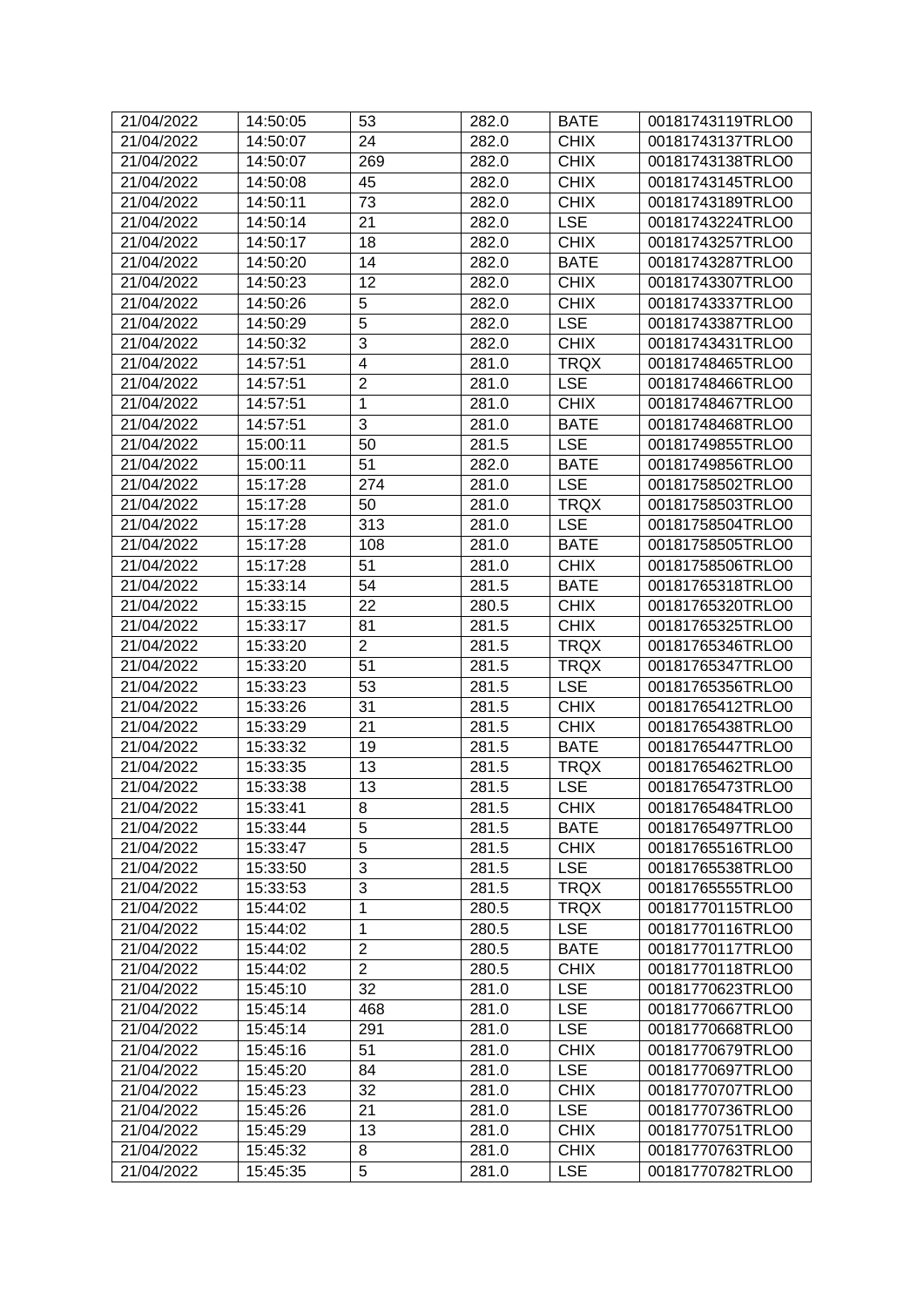| 21/04/2022 | 14:50:05 | 53 | 282.0 | BATE | 00181743119TRLO0 |
|---|---|---|---|---|---|
| 21/04/2022 | 14:50:07 | 24 | 282.0 | CHIX | 00181743137TRLO0 |
| 21/04/2022 | 14:50:07 | 269 | 282.0 | CHIX | 00181743138TRLO0 |
| 21/04/2022 | 14:50:08 | 45 | 282.0 | CHIX | 00181743145TRLO0 |
| 21/04/2022 | 14:50:11 | 73 | 282.0 | CHIX | 00181743189TRLO0 |
| 21/04/2022 | 14:50:14 | 21 | 282.0 | LSE | 00181743224TRLO0 |
| 21/04/2022 | 14:50:17 | 18 | 282.0 | CHIX | 00181743257TRLO0 |
| 21/04/2022 | 14:50:20 | 14 | 282.0 | BATE | 00181743287TRLO0 |
| 21/04/2022 | 14:50:23 | 12 | 282.0 | CHIX | 00181743307TRLO0 |
| 21/04/2022 | 14:50:26 | 5 | 282.0 | CHIX | 00181743337TRLO0 |
| 21/04/2022 | 14:50:29 | 5 | 282.0 | LSE | 00181743387TRLO0 |
| 21/04/2022 | 14:50:32 | 3 | 282.0 | CHIX | 00181743431TRLO0 |
| 21/04/2022 | 14:57:51 | 4 | 281.0 | TRQX | 00181748465TRLO0 |
| 21/04/2022 | 14:57:51 | 2 | 281.0 | LSE | 00181748466TRLO0 |
| 21/04/2022 | 14:57:51 | 1 | 281.0 | CHIX | 00181748467TRLO0 |
| 21/04/2022 | 14:57:51 | 3 | 281.0 | BATE | 00181748468TRLO0 |
| 21/04/2022 | 15:00:11 | 50 | 281.5 | LSE | 00181749855TRLO0 |
| 21/04/2022 | 15:00:11 | 51 | 282.0 | BATE | 00181749856TRLO0 |
| 21/04/2022 | 15:17:28 | 274 | 281.0 | LSE | 00181758502TRLO0 |
| 21/04/2022 | 15:17:28 | 50 | 281.0 | TRQX | 00181758503TRLO0 |
| 21/04/2022 | 15:17:28 | 313 | 281.0 | LSE | 00181758504TRLO0 |
| 21/04/2022 | 15:17:28 | 108 | 281.0 | BATE | 00181758505TRLO0 |
| 21/04/2022 | 15:17:28 | 51 | 281.0 | CHIX | 00181758506TRLO0 |
| 21/04/2022 | 15:33:14 | 54 | 281.5 | BATE | 00181765318TRLO0 |
| 21/04/2022 | 15:33:15 | 22 | 280.5 | CHIX | 00181765320TRLO0 |
| 21/04/2022 | 15:33:17 | 81 | 281.5 | CHIX | 00181765325TRLO0 |
| 21/04/2022 | 15:33:20 | 2 | 281.5 | TRQX | 00181765346TRLO0 |
| 21/04/2022 | 15:33:20 | 51 | 281.5 | TRQX | 00181765347TRLO0 |
| 21/04/2022 | 15:33:23 | 53 | 281.5 | LSE | 00181765356TRLO0 |
| 21/04/2022 | 15:33:26 | 31 | 281.5 | CHIX | 00181765412TRLO0 |
| 21/04/2022 | 15:33:29 | 21 | 281.5 | CHIX | 00181765438TRLO0 |
| 21/04/2022 | 15:33:32 | 19 | 281.5 | BATE | 00181765447TRLO0 |
| 21/04/2022 | 15:33:35 | 13 | 281.5 | TRQX | 00181765462TRLO0 |
| 21/04/2022 | 15:33:38 | 13 | 281.5 | LSE | 00181765473TRLO0 |
| 21/04/2022 | 15:33:41 | 8 | 281.5 | CHIX | 00181765484TRLO0 |
| 21/04/2022 | 15:33:44 | 5 | 281.5 | BATE | 00181765497TRLO0 |
| 21/04/2022 | 15:33:47 | 5 | 281.5 | CHIX | 00181765516TRLO0 |
| 21/04/2022 | 15:33:50 | 3 | 281.5 | LSE | 00181765538TRLO0 |
| 21/04/2022 | 15:33:53 | 3 | 281.5 | TRQX | 00181765555TRLO0 |
| 21/04/2022 | 15:44:02 | 1 | 280.5 | TRQX | 00181770115TRLO0 |
| 21/04/2022 | 15:44:02 | 1 | 280.5 | LSE | 00181770116TRLO0 |
| 21/04/2022 | 15:44:02 | 2 | 280.5 | BATE | 00181770117TRLO0 |
| 21/04/2022 | 15:44:02 | 2 | 280.5 | CHIX | 00181770118TRLO0 |
| 21/04/2022 | 15:45:10 | 32 | 281.0 | LSE | 00181770623TRLO0 |
| 21/04/2022 | 15:45:14 | 468 | 281.0 | LSE | 00181770667TRLO0 |
| 21/04/2022 | 15:45:14 | 291 | 281.0 | LSE | 00181770668TRLO0 |
| 21/04/2022 | 15:45:16 | 51 | 281.0 | CHIX | 00181770679TRLO0 |
| 21/04/2022 | 15:45:20 | 84 | 281.0 | LSE | 00181770697TRLO0 |
| 21/04/2022 | 15:45:23 | 32 | 281.0 | CHIX | 00181770707TRLO0 |
| 21/04/2022 | 15:45:26 | 21 | 281.0 | LSE | 00181770736TRLO0 |
| 21/04/2022 | 15:45:29 | 13 | 281.0 | CHIX | 00181770751TRLO0 |
| 21/04/2022 | 15:45:32 | 8 | 281.0 | CHIX | 00181770763TRLO0 |
| 21/04/2022 | 15:45:35 | 5 | 281.0 | LSE | 00181770782TRLO0 |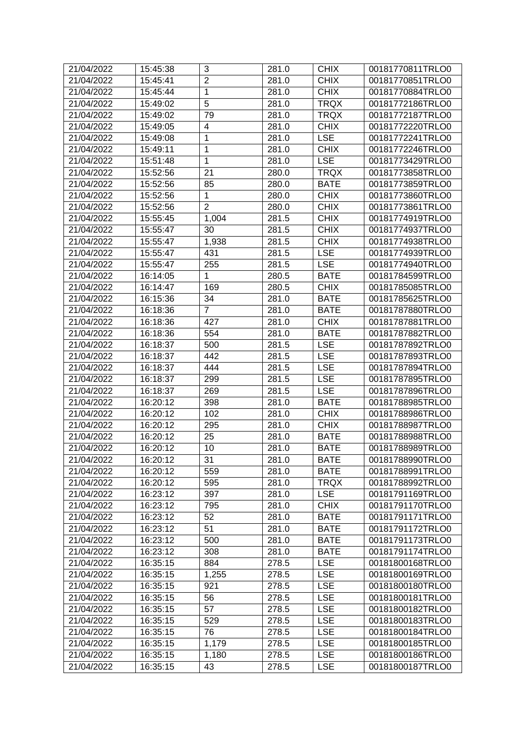| 21/04/2022 | 15:45:38 | 3 | 281.0 | CHIX | 00181770811TRLO0 |
|---|---|---|---|---|---|
| 21/04/2022 | 15:45:41 | 2 | 281.0 | CHIX | 00181770851TRLO0 |
| 21/04/2022 | 15:45:44 | 1 | 281.0 | CHIX | 00181770884TRLO0 |
| 21/04/2022 | 15:49:02 | 5 | 281.0 | TRQX | 00181772186TRLO0 |
| 21/04/2022 | 15:49:02 | 79 | 281.0 | TRQX | 00181772187TRLO0 |
| 21/04/2022 | 15:49:05 | 4 | 281.0 | CHIX | 00181772220TRLO0 |
| 21/04/2022 | 15:49:08 | 1 | 281.0 | LSE | 00181772241TRLO0 |
| 21/04/2022 | 15:49:11 | 1 | 281.0 | CHIX | 00181772246TRLO0 |
| 21/04/2022 | 15:51:48 | 1 | 281.0 | LSE | 00181773429TRLO0 |
| 21/04/2022 | 15:52:56 | 21 | 280.0 | TRQX | 00181773858TRLO0 |
| 21/04/2022 | 15:52:56 | 85 | 280.0 | BATE | 00181773859TRLO0 |
| 21/04/2022 | 15:52:56 | 1 | 280.0 | CHIX | 00181773860TRLO0 |
| 21/04/2022 | 15:52:56 | 2 | 280.0 | CHIX | 00181773861TRLO0 |
| 21/04/2022 | 15:55:45 | 1,004 | 281.5 | CHIX | 00181774919TRLO0 |
| 21/04/2022 | 15:55:47 | 30 | 281.5 | CHIX | 00181774937TRLO0 |
| 21/04/2022 | 15:55:47 | 1,938 | 281.5 | CHIX | 00181774938TRLO0 |
| 21/04/2022 | 15:55:47 | 431 | 281.5 | LSE | 00181774939TRLO0 |
| 21/04/2022 | 15:55:47 | 255 | 281.5 | LSE | 00181774940TRLO0 |
| 21/04/2022 | 16:14:05 | 1 | 280.5 | BATE | 00181784599TRLO0 |
| 21/04/2022 | 16:14:47 | 169 | 280.5 | CHIX | 00181785085TRLO0 |
| 21/04/2022 | 16:15:36 | 34 | 281.0 | BATE | 00181785625TRLO0 |
| 21/04/2022 | 16:18:36 | 7 | 281.0 | BATE | 00181787880TRLO0 |
| 21/04/2022 | 16:18:36 | 427 | 281.0 | CHIX | 00181787881TRLO0 |
| 21/04/2022 | 16:18:36 | 554 | 281.0 | BATE | 00181787882TRLO0 |
| 21/04/2022 | 16:18:37 | 500 | 281.5 | LSE | 00181787892TRLO0 |
| 21/04/2022 | 16:18:37 | 442 | 281.5 | LSE | 00181787893TRLO0 |
| 21/04/2022 | 16:18:37 | 444 | 281.5 | LSE | 00181787894TRLO0 |
| 21/04/2022 | 16:18:37 | 299 | 281.5 | LSE | 00181787895TRLO0 |
| 21/04/2022 | 16:18:37 | 269 | 281.5 | LSE | 00181787896TRLO0 |
| 21/04/2022 | 16:20:12 | 398 | 281.0 | BATE | 00181788985TRLO0 |
| 21/04/2022 | 16:20:12 | 102 | 281.0 | CHIX | 00181788986TRLO0 |
| 21/04/2022 | 16:20:12 | 295 | 281.0 | CHIX | 00181788987TRLO0 |
| 21/04/2022 | 16:20:12 | 25 | 281.0 | BATE | 00181788988TRLO0 |
| 21/04/2022 | 16:20:12 | 10 | 281.0 | BATE | 00181788989TRLO0 |
| 21/04/2022 | 16:20:12 | 31 | 281.0 | BATE | 00181788990TRLO0 |
| 21/04/2022 | 16:20:12 | 559 | 281.0 | BATE | 00181788991TRLO0 |
| 21/04/2022 | 16:20:12 | 595 | 281.0 | TRQX | 00181788992TRLO0 |
| 21/04/2022 | 16:23:12 | 397 | 281.0 | LSE | 00181791169TRLO0 |
| 21/04/2022 | 16:23:12 | 795 | 281.0 | CHIX | 00181791170TRLO0 |
| 21/04/2022 | 16:23:12 | 52 | 281.0 | BATE | 00181791171TRLO0 |
| 21/04/2022 | 16:23:12 | 51 | 281.0 | BATE | 00181791172TRLO0 |
| 21/04/2022 | 16:23:12 | 500 | 281.0 | BATE | 00181791173TRLO0 |
| 21/04/2022 | 16:23:12 | 308 | 281.0 | BATE | 00181791174TRLO0 |
| 21/04/2022 | 16:35:15 | 884 | 278.5 | LSE | 00181800168TRLO0 |
| 21/04/2022 | 16:35:15 | 1,255 | 278.5 | LSE | 00181800169TRLO0 |
| 21/04/2022 | 16:35:15 | 921 | 278.5 | LSE | 00181800180TRLO0 |
| 21/04/2022 | 16:35:15 | 56 | 278.5 | LSE | 00181800181TRLO0 |
| 21/04/2022 | 16:35:15 | 57 | 278.5 | LSE | 00181800182TRLO0 |
| 21/04/2022 | 16:35:15 | 529 | 278.5 | LSE | 00181800183TRLO0 |
| 21/04/2022 | 16:35:15 | 76 | 278.5 | LSE | 00181800184TRLO0 |
| 21/04/2022 | 16:35:15 | 1,179 | 278.5 | LSE | 00181800185TRLO0 |
| 21/04/2022 | 16:35:15 | 1,180 | 278.5 | LSE | 00181800186TRLO0 |
| 21/04/2022 | 16:35:15 | 43 | 278.5 | LSE | 00181800187TRLO0 |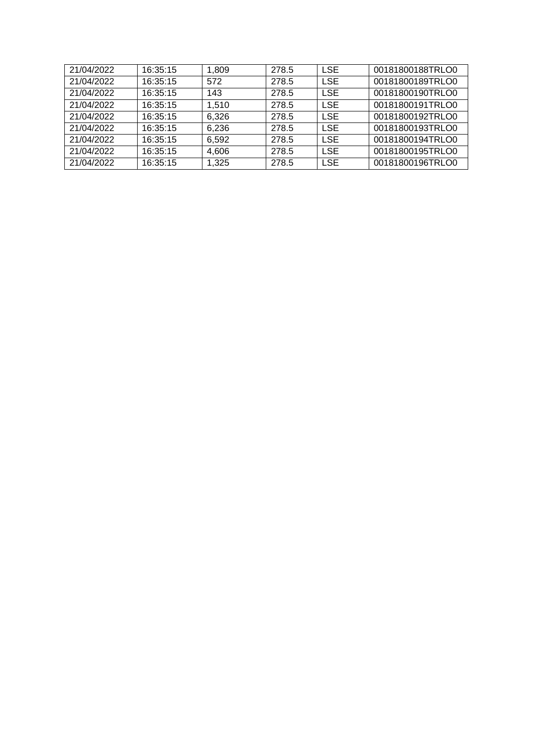| | | | | | |
|---|---|---|---|---|---|
| 21/04/2022 | 16:35:15 | 1,809 | 278.5 | LSE | 00181800188TRLO0 |
| 21/04/2022 | 16:35:15 | 572 | 278.5 | LSE | 00181800189TRLO0 |
| 21/04/2022 | 16:35:15 | 143 | 278.5 | LSE | 00181800190TRLO0 |
| 21/04/2022 | 16:35:15 | 1,510 | 278.5 | LSE | 00181800191TRLO0 |
| 21/04/2022 | 16:35:15 | 6,326 | 278.5 | LSE | 00181800192TRLO0 |
| 21/04/2022 | 16:35:15 | 6,236 | 278.5 | LSE | 00181800193TRLO0 |
| 21/04/2022 | 16:35:15 | 6,592 | 278.5 | LSE | 00181800194TRLO0 |
| 21/04/2022 | 16:35:15 | 4,606 | 278.5 | LSE | 00181800195TRLO0 |
| 21/04/2022 | 16:35:15 | 1,325 | 278.5 | LSE | 00181800196TRLO0 |